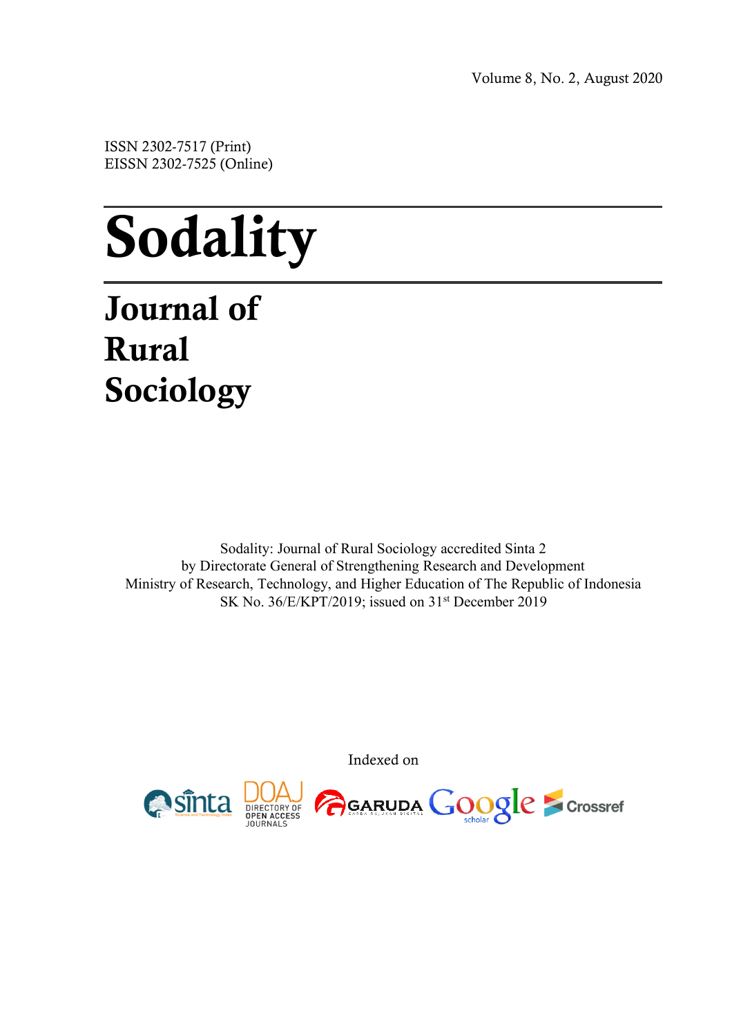Volume 8, No. 2, August 2020

ISSN 2302-7517 (Print)
EISSN 2302-7525 (Online)

# Sodality

## Journal of Rural Sociology

Sodality: Journal of Rural Sociology accredited Sinta 2
by Directorate General of Strengthening Research and Development
Ministry of Research, Technology, and Higher Education of The Republic of Indonesia
SK No. 36/E/KPT/2019; issued on 31st December 2019

Indexed on

sinta DOAJ GARUDA Google scholar Crossref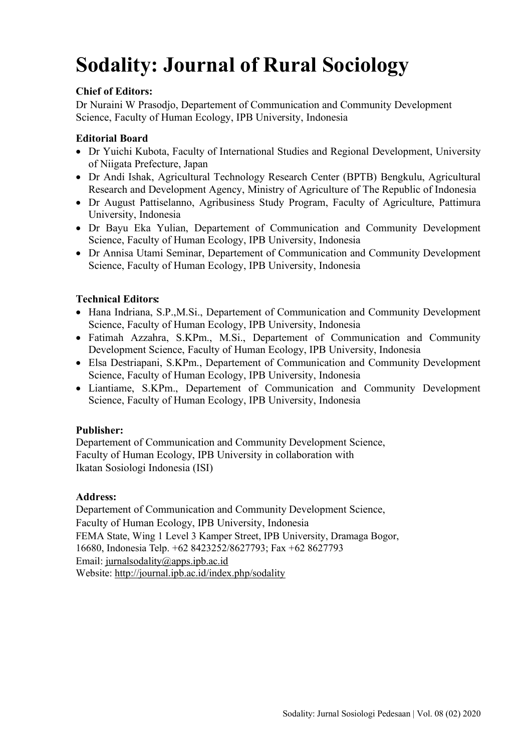# Sodality: Journal of Rural Sociology

**Chief of Editors:**
Dr Nuraini W Prasodjo, Departement of Communication and Community Development Science, Faculty of Human Ecology, IPB University, Indonesia

**Editorial Board**

- Dr Yuichi Kubota, Faculty of International Studies and Regional Development, University of Niigata Prefecture, Japan
- Dr Andi Ishak, Agricultural Technology Research Center (BPTB) Bengkulu, Agricultural Research and Development Agency, Ministry of Agriculture of The Republic of Indonesia
- Dr August Pattiselanno, Agribusiness Study Program, Faculty of Agriculture, Pattimura University, Indonesia
- Dr Bayu Eka Yulian, Departement of Communication and Community Development Science, Faculty of Human Ecology, IPB University, Indonesia
- Dr Annisa Utami Seminar, Departement of Communication and Community Development Science, Faculty of Human Ecology, IPB University, Indonesia

**Technical Editors:**

- Hana Indriana, S.P.,M.Si., Departement of Communication and Community Development Science, Faculty of Human Ecology, IPB University, Indonesia
- Fatimah Azzahra, S.KPm., M.Si., Departement of Communication and Community Development Science, Faculty of Human Ecology, IPB University, Indonesia
- Elsa Destriapani, S.KPm., Departement of Communication and Community Development Science, Faculty of Human Ecology, IPB University, Indonesia
- Liantiame, S.KPm., Departement of Communication and Community Development Science, Faculty of Human Ecology, IPB University, Indonesia

**Publisher:**
Departement of Communication and Community Development Science,
Faculty of Human Ecology, IPB University in collaboration with
Ikatan Sosiologi Indonesia (ISI)

**Address:**
Departement of Communication and Community Development Science,
Faculty of Human Ecology, IPB University, Indonesia
FEMA State, Wing 1 Level 3 Kamper Street, IPB University, Dramaga Bogor,
16680, Indonesia Telp. +62 8423252/8627793; Fax +62 8627793
Email: jurnalsodality@apps.ipb.ac.id
Website: http://journal.ipb.ac.id/index.php/sodality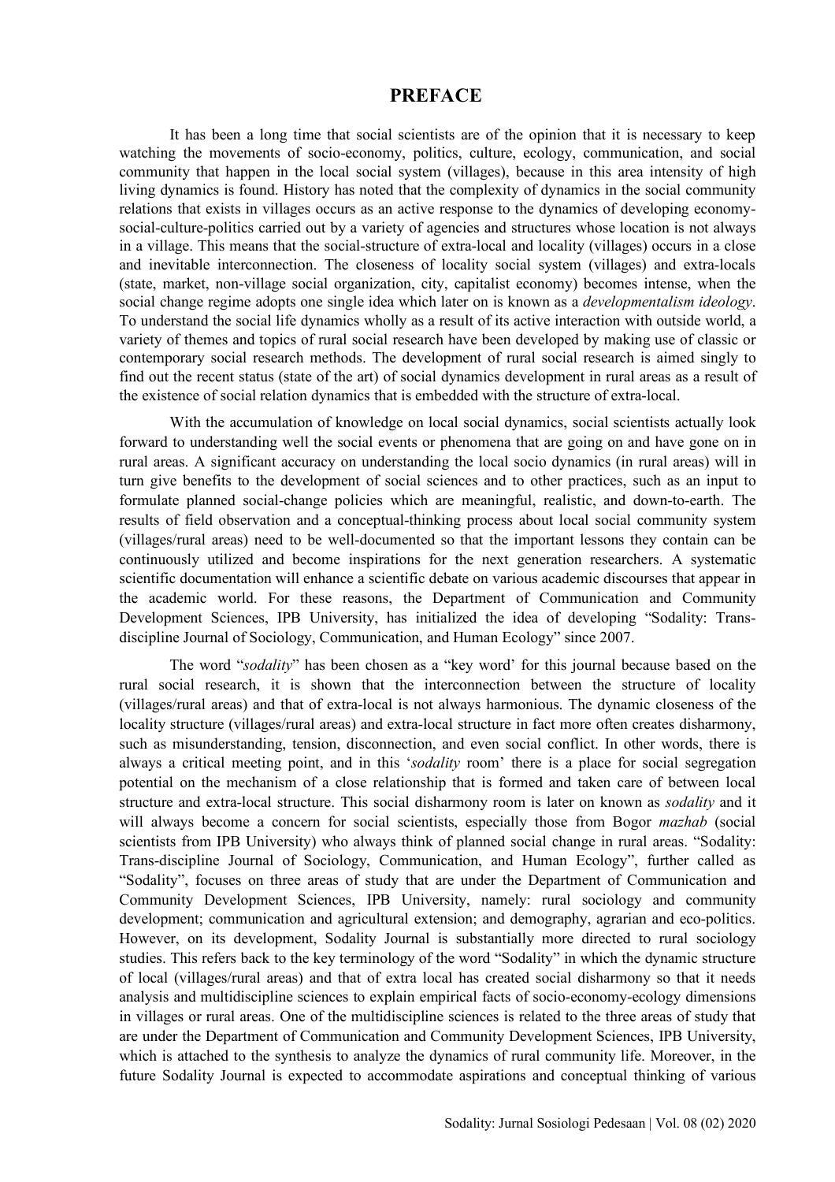# PREFACE

It has been a long time that social scientists are of the opinion that it is necessary to keep watching the movements of socio-economy, politics, culture, ecology, communication, and social community that happen in the local social system (villages), because in this area intensity of high living dynamics is found. History has noted that the complexity of dynamics in the social community relations that exists in villages occurs as an active response to the dynamics of developing economy-social-culture-politics carried out by a variety of agencies and structures whose location is not always in a village. This means that the social-structure of extra-local and locality (villages) occurs in a close and inevitable interconnection. The closeness of locality social system (villages) and extra-locals (state, market, non-village social organization, city, capitalist economy) becomes intense, when the social change regime adopts one single idea which later on is known as a *developmentalism ideology*. To understand the social life dynamics wholly as a result of its active interaction with outside world, a variety of themes and topics of rural social research have been developed by making use of classic or contemporary social research methods. The development of rural social research is aimed singly to find out the recent status (state of the art) of social dynamics development in rural areas as a result of the existence of social relation dynamics that is embedded with the structure of extra-local.

With the accumulation of knowledge on local social dynamics, social scientists actually look forward to understanding well the social events or phenomena that are going on and have gone on in rural areas. A significant accuracy on understanding the local socio dynamics (in rural areas) will in turn give benefits to the development of social sciences and to other practices, such as an input to formulate planned social-change policies which are meaningful, realistic, and down-to-earth. The results of field observation and a conceptual-thinking process about local social community system (villages/rural areas) need to be well-documented so that the important lessons they contain can be continuously utilized and become inspirations for the next generation researchers. A systematic scientific documentation will enhance a scientific debate on various academic discourses that appear in the academic world. For these reasons, the Department of Communication and Community Development Sciences, IPB University, has initialized the idea of developing "Sodality: Trans-discipline Journal of Sociology, Communication, and Human Ecology" since 2007.

The word "*sodality*" has been chosen as a "key word' for this journal because based on the rural social research, it is shown that the interconnection between the structure of locality (villages/rural areas) and that of extra-local is not always harmonious. The dynamic closeness of the locality structure (villages/rural areas) and extra-local structure in fact more often creates disharmony, such as misunderstanding, tension, disconnection, and even social conflict. In other words, there is always a critical meeting point, and in this '*sodality* room' there is a place for social segregation potential on the mechanism of a close relationship that is formed and taken care of between local structure and extra-local structure. This social disharmony room is later on known as *sodality* and it will always become a concern for social scientists, especially those from Bogor *mazhab* (social scientists from IPB University) who always think of planned social change in rural areas. "Sodality: Trans-discipline Journal of Sociology, Communication, and Human Ecology", further called as "Sodality", focuses on three areas of study that are under the Department of Communication and Community Development Sciences, IPB University, namely: rural sociology and community development; communication and agricultural extension; and demography, agrarian and eco-politics. However, on its development, Sodality Journal is substantially more directed to rural sociology studies. This refers back to the key terminology of the word "Sodality" in which the dynamic structure of local (villages/rural areas) and that of extra local has created social disharmony so that it needs analysis and multidiscipline sciences to explain empirical facts of socio-economy-ecology dimensions in villages or rural areas. One of the multidiscipline sciences is related to the three areas of study that are under the Department of Communication and Community Development Sciences, IPB University, which is attached to the synthesis to analyze the dynamics of rural community life. Moreover, in the future Sodality Journal is expected to accommodate aspirations and conceptual thinking of various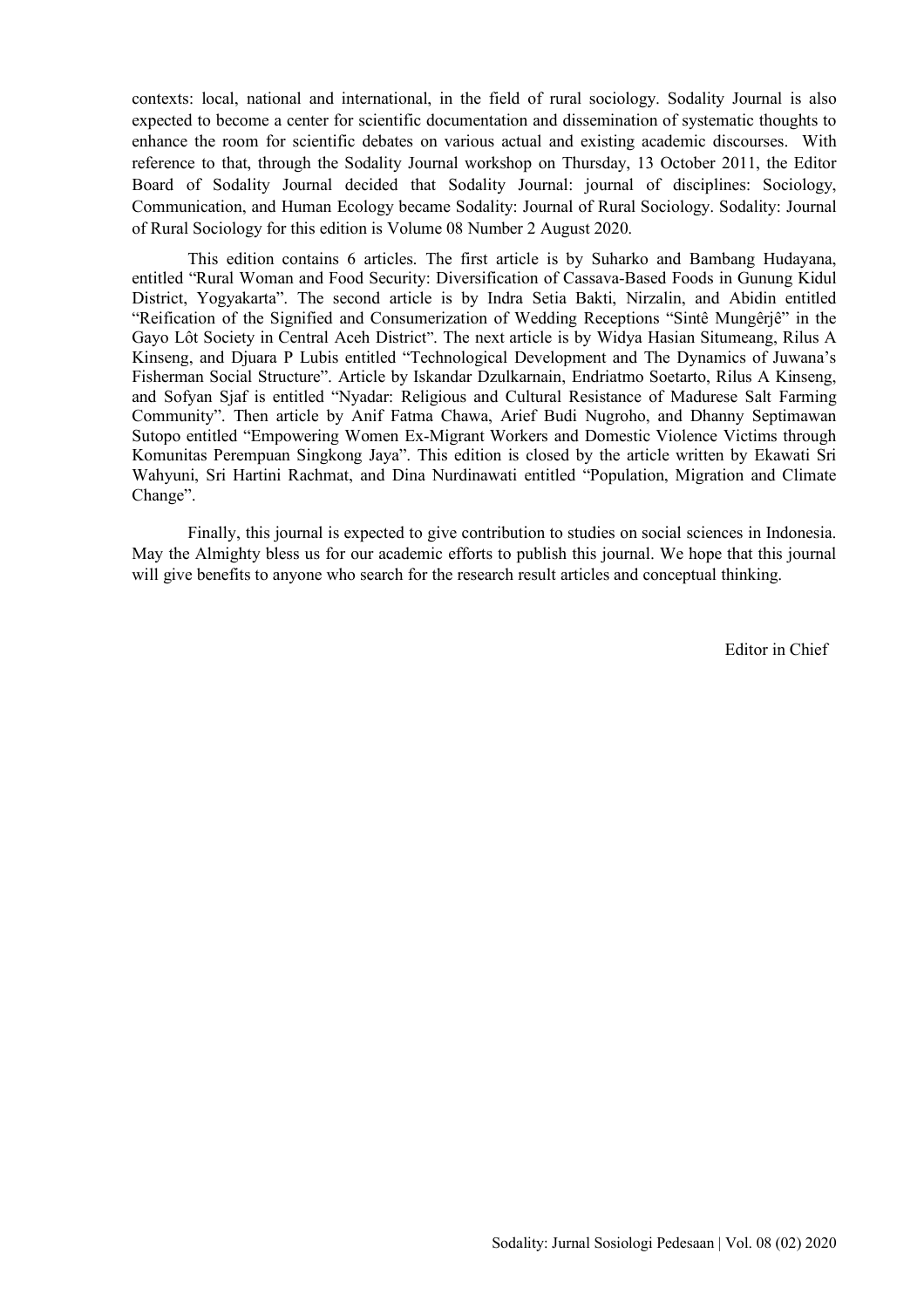contexts: local, national and international, in the field of rural sociology. Sodality Journal is also expected to become a center for scientific documentation and dissemination of systematic thoughts to enhance the room for scientific debates on various actual and existing academic discourses. With reference to that, through the Sodality Journal workshop on Thursday, 13 October 2011, the Editor Board of Sodality Journal decided that Sodality Journal: journal of disciplines: Sociology, Communication, and Human Ecology became Sodality: Journal of Rural Sociology. Sodality: Journal of Rural Sociology for this edition is Volume 08 Number 2 August 2020.

This edition contains 6 articles. The first article is by Suharko and Bambang Hudayana, entitled "Rural Woman and Food Security: Diversification of Cassava-Based Foods in Gunung Kidul District, Yogyakarta". The second article is by Indra Setia Bakti, Nirzalin, and Abidin entitled "Reification of the Signified and Consumerization of Wedding Receptions "Sintê Mungêrjê" in the Gayo Lôt Society in Central Aceh District". The next article is by Widya Hasian Situmeang, Rilus A Kinseng, and Djuara P Lubis entitled "Technological Development and The Dynamics of Juwana's Fisherman Social Structure". Article by Iskandar Dzulkarnain, Endriatmo Soetarto, Rilus A Kinseng, and Sofyan Sjaf is entitled "Nyadar: Religious and Cultural Resistance of Madurese Salt Farming Community". Then article by Anif Fatma Chawa, Arief Budi Nugroho, and Dhanny Septimawan Sutopo entitled "Empowering Women Ex-Migrant Workers and Domestic Violence Victims through Komunitas Perempuan Singkong Jaya". This edition is closed by the article written by Ekawati Sri Wahyuni, Sri Hartini Rachmat, and Dina Nurdinawati entitled "Population, Migration and Climate Change".

Finally, this journal is expected to give contribution to studies on social sciences in Indonesia. May the Almighty bless us for our academic efforts to publish this journal. We hope that this journal will give benefits to anyone who search for the research result articles and conceptual thinking.

Editor in Chief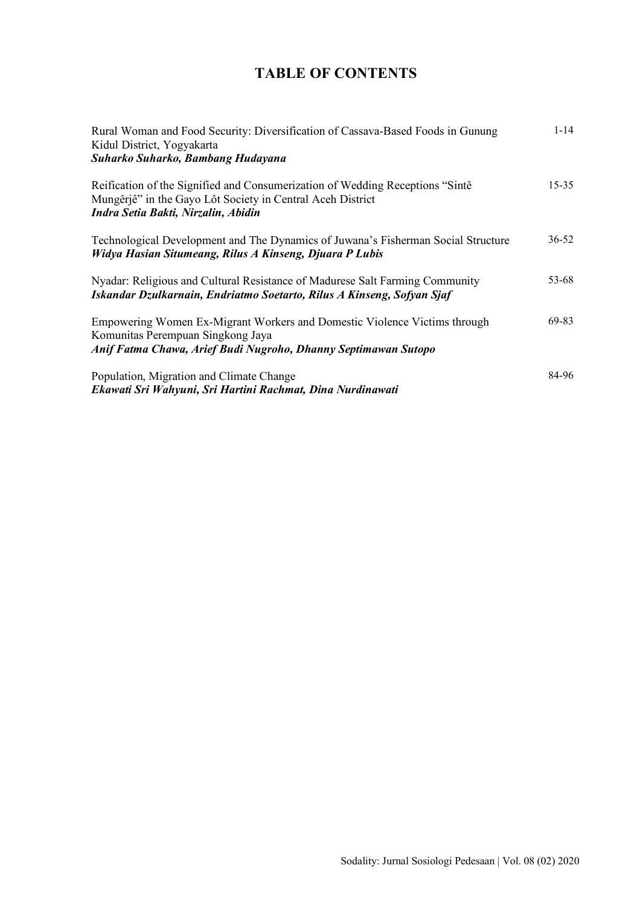# TABLE OF CONTENTS

| | |
|---|---|
| Rural Woman and Food Security: Diversification of Cassava-Based Foods in Gunung Kidul District, Yogyakarta<br>***Suharko Suharko, Bambang Hudayana*** | 1-14 |
| Reification of the Signified and Consumerization of Wedding Receptions "Sintê Mungêrjê" in the Gayo Lôt Society in Central Aceh District<br>***Indra Setia Bakti, Nirzalin, Abidin*** | 15-35 |
| Technological Development and The Dynamics of Juwana's Fisherman Social Structure<br>***Widya Hasian Situmeang, Rilus A Kinseng, Djuara P Lubis*** | 36-52 |
| Nyadar: Religious and Cultural Resistance of Madurese Salt Farming Community<br>***Iskandar Dzulkarnain, Endriatmo Soetarto, Rilus A Kinseng, Sofyan Sjaf*** | 53-68 |
| Empowering Women Ex-Migrant Workers and Domestic Violence Victims through Komunitas Perempuan Singkong Jaya<br>***Anif Fatma Chawa, Arief Budi Nugroho, Dhanny Septimawan Sutopo*** | 69-83 |
| Population, Migration and Climate Change<br>***Ekawati Sri Wahyuni, Sri Hartini Rachmat, Dina Nurdinawati*** | 84-96 |